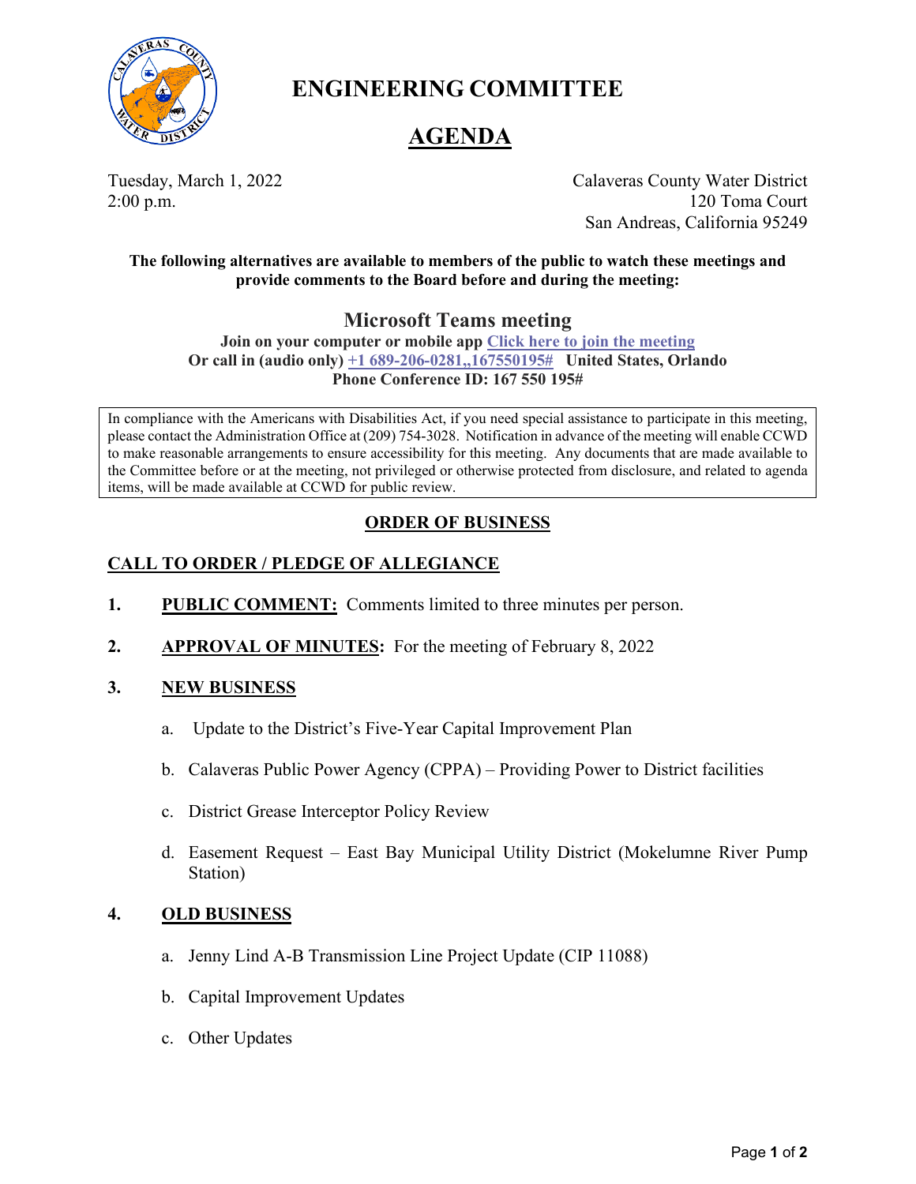# ENGINEERING COMMITTEE

## AGENDA

Tuesday, March 1, 2022
2:00 p.m.

Calaveras County Water District
120 Toma Court
San Andreas, California 95249

**The following alternatives are available to members of the public to watch these meetings and provide comments to the Board before and during the meeting:**

### Microsoft Teams meeting

**Join on your computer or mobile app Click here to join the meeting**
**Or call in (audio only) +1 689-206-0281,,167550195# United States, Orlando**
**Phone Conference ID: 167 550 195#**

In compliance with the Americans with Disabilities Act, if you need special assistance to participate in this meeting, please contact the Administration Office at (209) 754-3028. Notification in advance of the meeting will enable CCWD to make reasonable arrangements to ensure accessibility for this meeting. Any documents that are made available to the Committee before or at the meeting, not privileged or otherwise protected from disclosure, and related to agenda items, will be made available at CCWD for public review.

## ORDER OF BUSINESS

## CALL TO ORDER / PLEDGE OF ALLEGIANCE

1. **PUBLIC COMMENT:** Comments limited to three minutes per person.

2. **APPROVAL OF MINUTES:** For the meeting of February 8, 2022

3. **NEW BUSINESS**

   a. Update to the District's Five-Year Capital Improvement Plan

   b. Calaveras Public Power Agency (CPPA) – Providing Power to District facilities

   c. District Grease Interceptor Policy Review

   d. Easement Request – East Bay Municipal Utility District (Mokelumne River Pump Station)

4. **OLD BUSINESS**

   a. Jenny Lind A-B Transmission Line Project Update (CIP 11088)

   b. Capital Improvement Updates

   c. Other Updates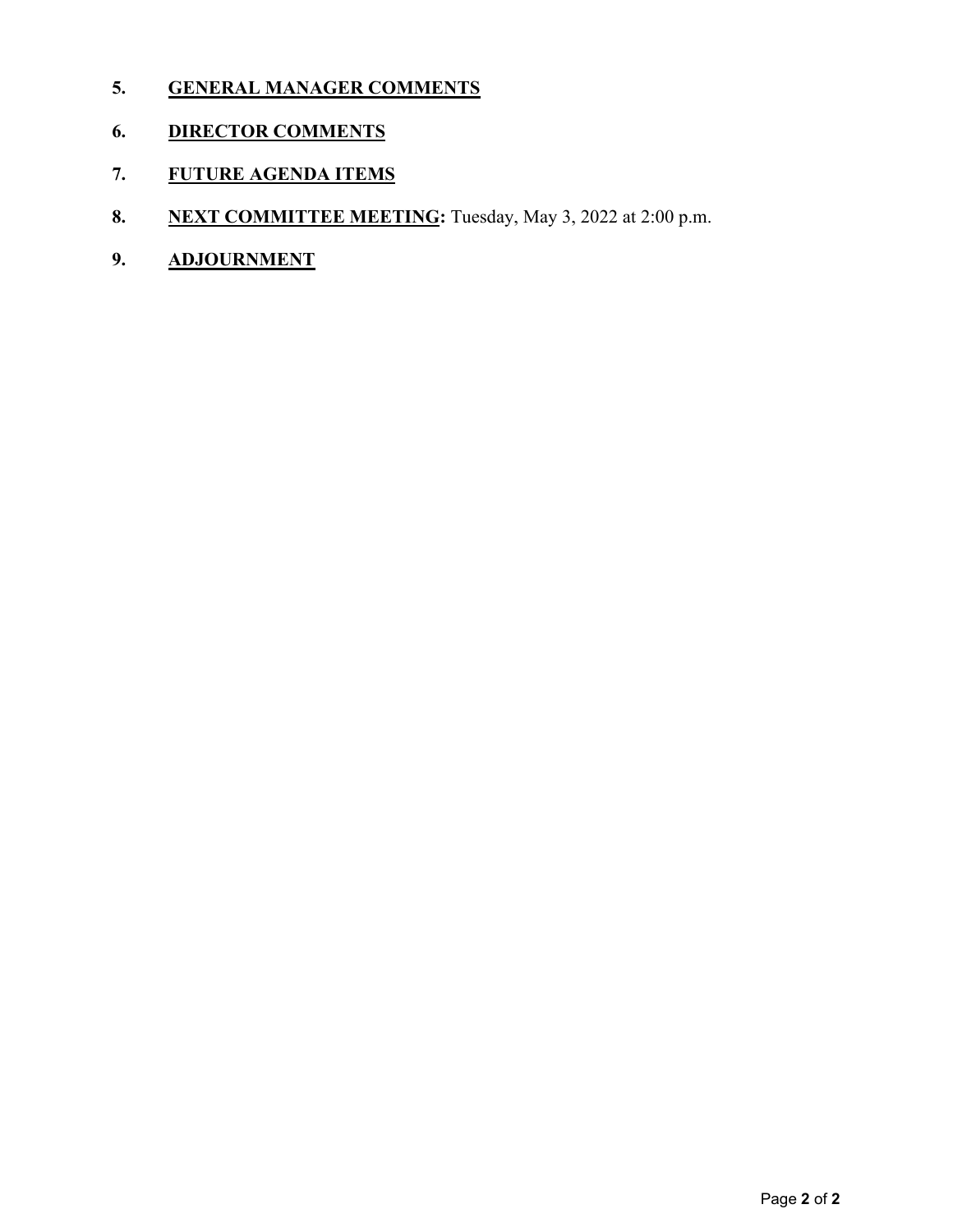**5. GENERAL MANAGER COMMENTS**

**6. DIRECTOR COMMENTS**

**7. FUTURE AGENDA ITEMS**

**8. NEXT COMMITTEE MEETING:** Tuesday, May 3, 2022 at 2:00 p.m.

**9. ADJOURNMENT**